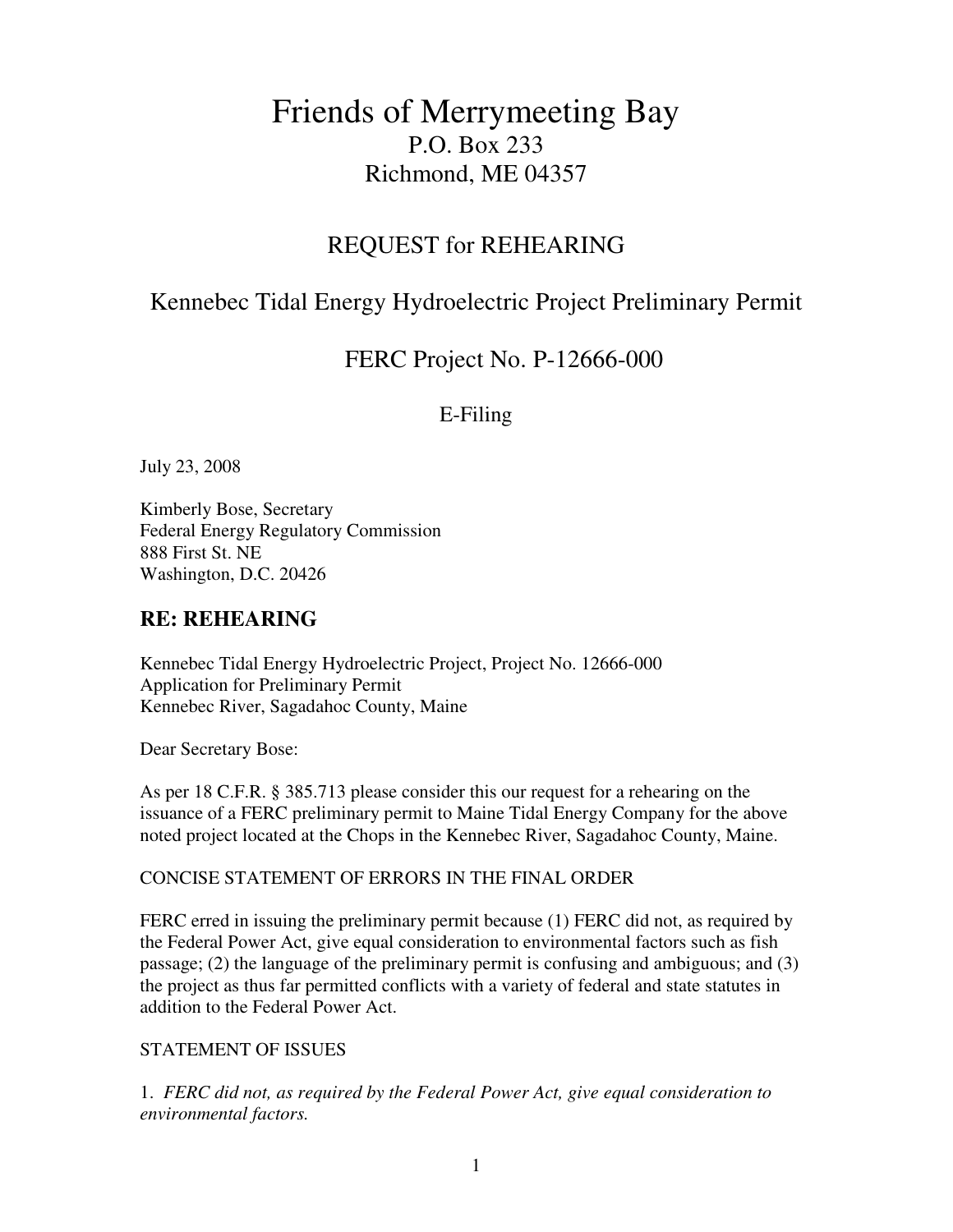# Friends of Merrymeeting Bay

P.O. Box 233
Richmond, ME 04357

## REQUEST for REHEARING

## Kennebec Tidal Energy Hydroelectric Project Preliminary Permit

## FERC Project No. P-12666-000

E-Filing

July 23, 2008

Kimberly Bose, Secretary
Federal Energy Regulatory Commission
888 First St. NE
Washington, D.C. 20426

### RE: REHEARING

Kennebec Tidal Energy Hydroelectric Project, Project No. 12666-000
Application for Preliminary Permit
Kennebec River, Sagadahoc County, Maine

Dear Secretary Bose:

As per 18 C.F.R. § 385.713 please consider this our request for a rehearing on the issuance of a FERC preliminary permit to Maine Tidal Energy Company for the above noted project located at the Chops in the Kennebec River, Sagadahoc County, Maine.

CONCISE STATEMENT OF ERRORS IN THE FINAL ORDER

FERC erred in issuing the preliminary permit because (1) FERC did not, as required by the Federal Power Act, give equal consideration to environmental factors such as fish passage; (2) the language of the preliminary permit is confusing and ambiguous; and (3) the project as thus far permitted conflicts with a variety of federal and state statutes in addition to the Federal Power Act.

STATEMENT OF ISSUES

1. *FERC did not, as required by the Federal Power Act, give equal consideration to environmental factors.*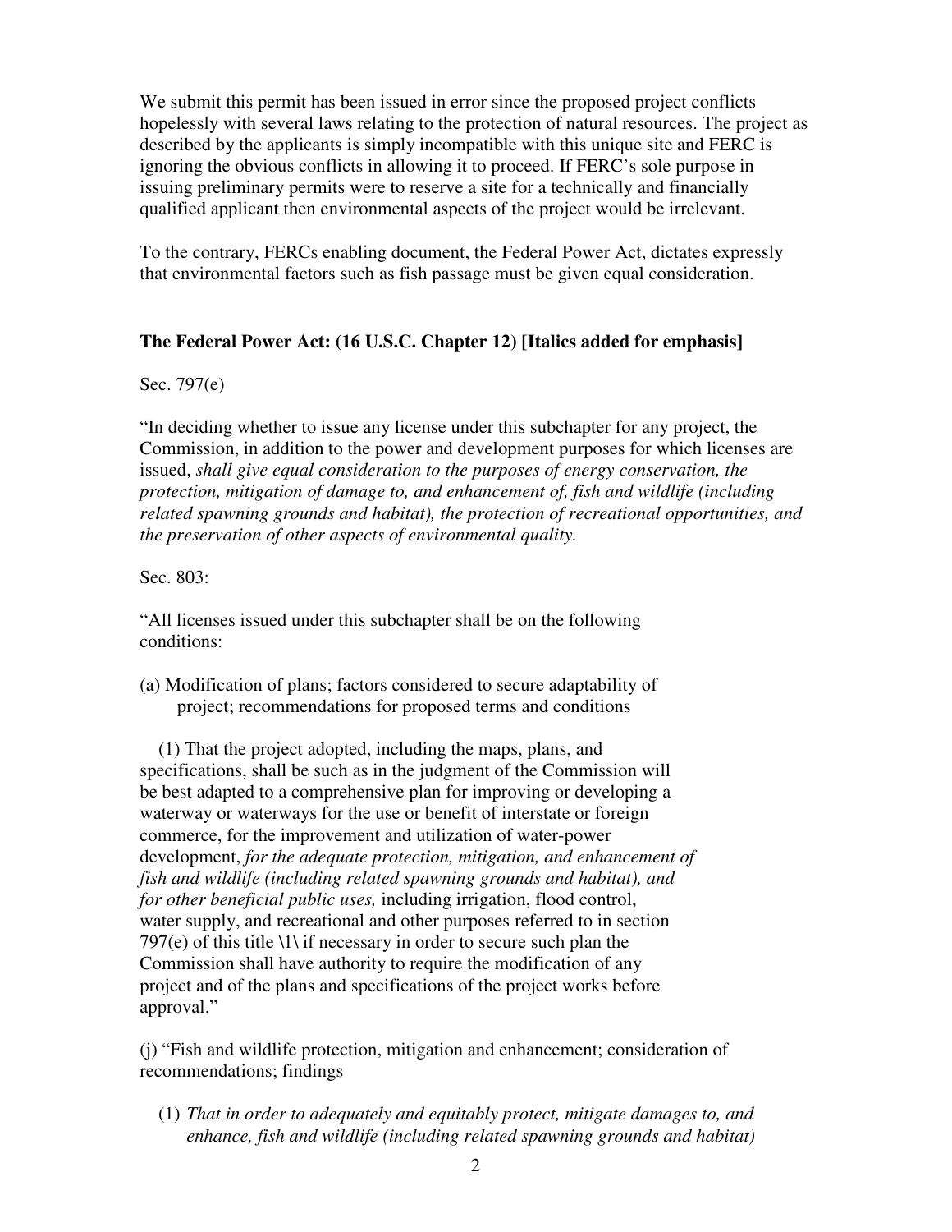We submit this permit has been issued in error since the proposed project conflicts hopelessly with several laws relating to the protection of natural resources. The project as described by the applicants is simply incompatible with this unique site and FERC is ignoring the obvious conflicts in allowing it to proceed. If FERC's sole purpose in issuing preliminary permits were to reserve a site for a technically and financially qualified applicant then environmental aspects of the project would be irrelevant.

To the contrary, FERCs enabling document, the Federal Power Act, dictates expressly that environmental factors such as fish passage must be given equal consideration.

**The Federal Power Act: (16 U.S.C. Chapter 12) [Italics added for emphasis]**

Sec. 797(e)

"In deciding whether to issue any license under this subchapter for any project, the Commission, in addition to the power and development purposes for which licenses are issued, *shall give equal consideration to the purposes of energy conservation, the protection, mitigation of damage to, and enhancement of, fish and wildlife (including related spawning grounds and habitat), the protection of recreational opportunities, and the preservation of other aspects of environmental quality.*

Sec. 803:

"All licenses issued under this subchapter shall be on the following conditions:

(a) Modification of plans; factors considered to secure adaptability of project; recommendations for proposed terms and conditions

(1) That the project adopted, including the maps, plans, and specifications, shall be such as in the judgment of the Commission will be best adapted to a comprehensive plan for improving or developing a waterway or waterways for the use or benefit of interstate or foreign commerce, for the improvement and utilization of water-power development, *for the adequate protection, mitigation, and enhancement of fish and wildlife (including related spawning grounds and habitat), and for other beneficial public uses,* including irrigation, flood control, water supply, and recreational and other purposes referred to in section 797(e) of this title \1\ if necessary in order to secure such plan the Commission shall have authority to require the modification of any project and of the plans and specifications of the project works before approval."

(j) "Fish and wildlife protection, mitigation and enhancement; consideration of recommendations; findings

(1) *That in order to adequately and equitably protect, mitigate damages to, and enhance, fish and wildlife (including related spawning grounds and habitat)*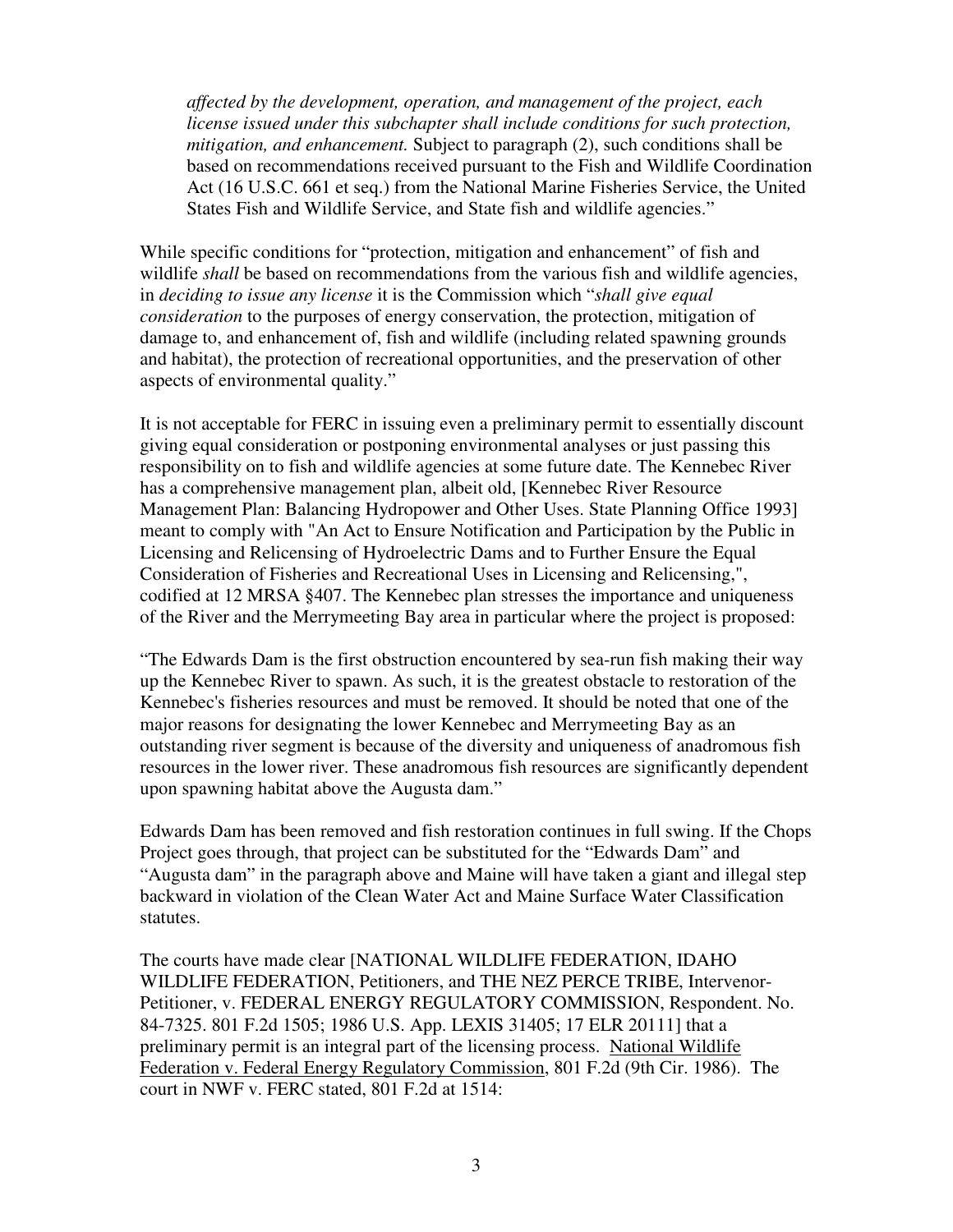*affected by the development, operation, and management of the project, each license issued under this subchapter shall include conditions for such protection, mitigation, and enhancement.* Subject to paragraph (2), such conditions shall be based on recommendations received pursuant to the Fish and Wildlife Coordination Act (16 U.S.C. 661 et seq.) from the National Marine Fisheries Service, the United States Fish and Wildlife Service, and State fish and wildlife agencies."

While specific conditions for "protection, mitigation and enhancement" of fish and wildlife *shall* be based on recommendations from the various fish and wildlife agencies, in *deciding to issue any license* it is the Commission which "*shall give equal consideration* to the purposes of energy conservation, the protection, mitigation of damage to, and enhancement of, fish and wildlife (including related spawning grounds and habitat), the protection of recreational opportunities, and the preservation of other aspects of environmental quality."

It is not acceptable for FERC in issuing even a preliminary permit to essentially discount giving equal consideration or postponing environmental analyses or just passing this responsibility on to fish and wildlife agencies at some future date. The Kennebec River has a comprehensive management plan, albeit old, [Kennebec River Resource Management Plan: Balancing Hydropower and Other Uses. State Planning Office 1993] meant to comply with "An Act to Ensure Notification and Participation by the Public in Licensing and Relicensing of Hydroelectric Dams and to Further Ensure the Equal Consideration of Fisheries and Recreational Uses in Licensing and Relicensing,", codified at 12 MRSA §407. The Kennebec plan stresses the importance and uniqueness of the River and the Merrymeeting Bay area in particular where the project is proposed:

"The Edwards Dam is the first obstruction encountered by sea-run fish making their way up the Kennebec River to spawn. As such, it is the greatest obstacle to restoration of the Kennebec's fisheries resources and must be removed. It should be noted that one of the major reasons for designating the lower Kennebec and Merrymeeting Bay as an outstanding river segment is because of the diversity and uniqueness of anadromous fish resources in the lower river. These anadromous fish resources are significantly dependent upon spawning habitat above the Augusta dam."

Edwards Dam has been removed and fish restoration continues in full swing. If the Chops Project goes through, that project can be substituted for the "Edwards Dam" and "Augusta dam" in the paragraph above and Maine will have taken a giant and illegal step backward in violation of the Clean Water Act and Maine Surface Water Classification statutes.

The courts have made clear [NATIONAL WILDLIFE FEDERATION, IDAHO WILDLIFE FEDERATION, Petitioners, and THE NEZ PERCE TRIBE, Intervenor-Petitioner, v. FEDERAL ENERGY REGULATORY COMMISSION, Respondent. No. 84-7325. 801 F.2d 1505; 1986 U.S. App. LEXIS 31405; 17 ELR 20111] that a preliminary permit is an integral part of the licensing process. National Wildlife Federation v. Federal Energy Regulatory Commission, 801 F.2d (9th Cir. 1986). The court in NWF v. FERC stated, 801 F.2d at 1514: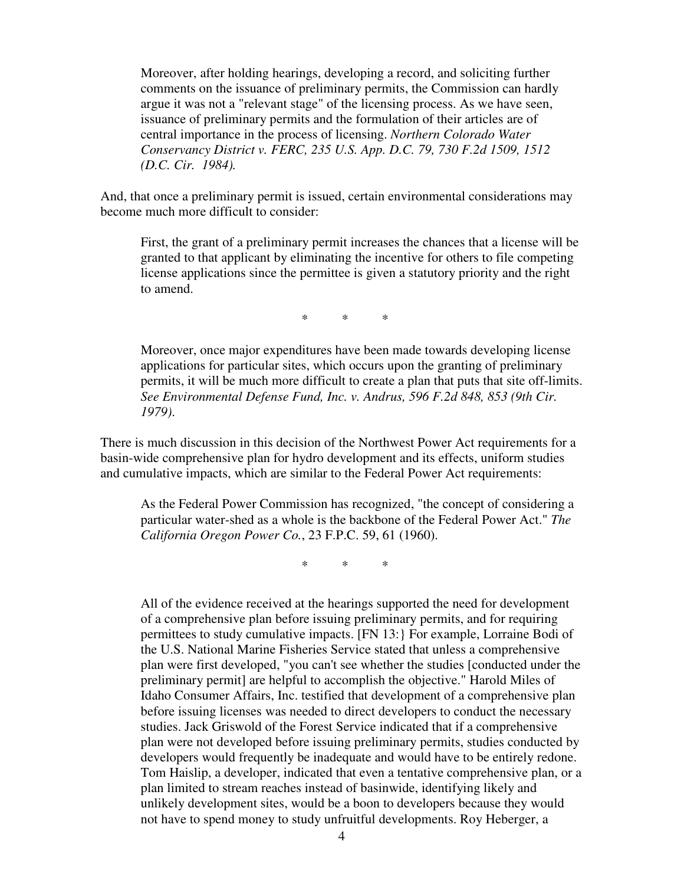> Moreover, after holding hearings, developing a record, and soliciting further comments on the issuance of preliminary permits, the Commission can hardly argue it was not a "relevant stage" of the licensing process. As we have seen, issuance of preliminary permits and the formulation of their articles are of central importance in the process of licensing. *Northern Colorado Water Conservancy District v. FERC, 235 U.S. App. D.C. 79, 730 F.2d 1509, 1512 (D.C. Cir. 1984).*

And, that once a preliminary permit is issued, certain environmental considerations may become much more difficult to consider:

> First, the grant of a preliminary permit increases the chances that a license will be granted to that applicant by eliminating the incentive for others to file competing license applications since the permittee is given a statutory priority and the right to amend.
>
> \* \* \*
>
> Moreover, once major expenditures have been made towards developing license applications for particular sites, which occurs upon the granting of preliminary permits, it will be much more difficult to create a plan that puts that site off-limits. *See Environmental Defense Fund, Inc. v. Andrus, 596 F.2d 848, 853 (9th Cir. 1979).*

There is much discussion in this decision of the Northwest Power Act requirements for a basin-wide comprehensive plan for hydro development and its effects, uniform studies and cumulative impacts, which are similar to the Federal Power Act requirements:

> As the Federal Power Commission has recognized, "the concept of considering a particular water-shed as a whole is the backbone of the Federal Power Act." *The California Oregon Power Co.*, 23 F.P.C. 59, 61 (1960).
>
> \* \* \*
>
> All of the evidence received at the hearings supported the need for development of a comprehensive plan before issuing preliminary permits, and for requiring permittees to study cumulative impacts. [FN 13:} For example, Lorraine Bodi of the U.S. National Marine Fisheries Service stated that unless a comprehensive plan were first developed, "you can't see whether the studies [conducted under the preliminary permit] are helpful to accomplish the objective." Harold Miles of Idaho Consumer Affairs, Inc. testified that development of a comprehensive plan before issuing licenses was needed to direct developers to conduct the necessary studies. Jack Griswold of the Forest Service indicated that if a comprehensive plan were not developed before issuing preliminary permits, studies conducted by developers would frequently be inadequate and would have to be entirely redone. Tom Haislip, a developer, indicated that even a tentative comprehensive plan, or a plan limited to stream reaches instead of basinwide, identifying likely and unlikely development sites, would be a boon to developers because they would not have to spend money to study unfruitful developments. Roy Heberger, a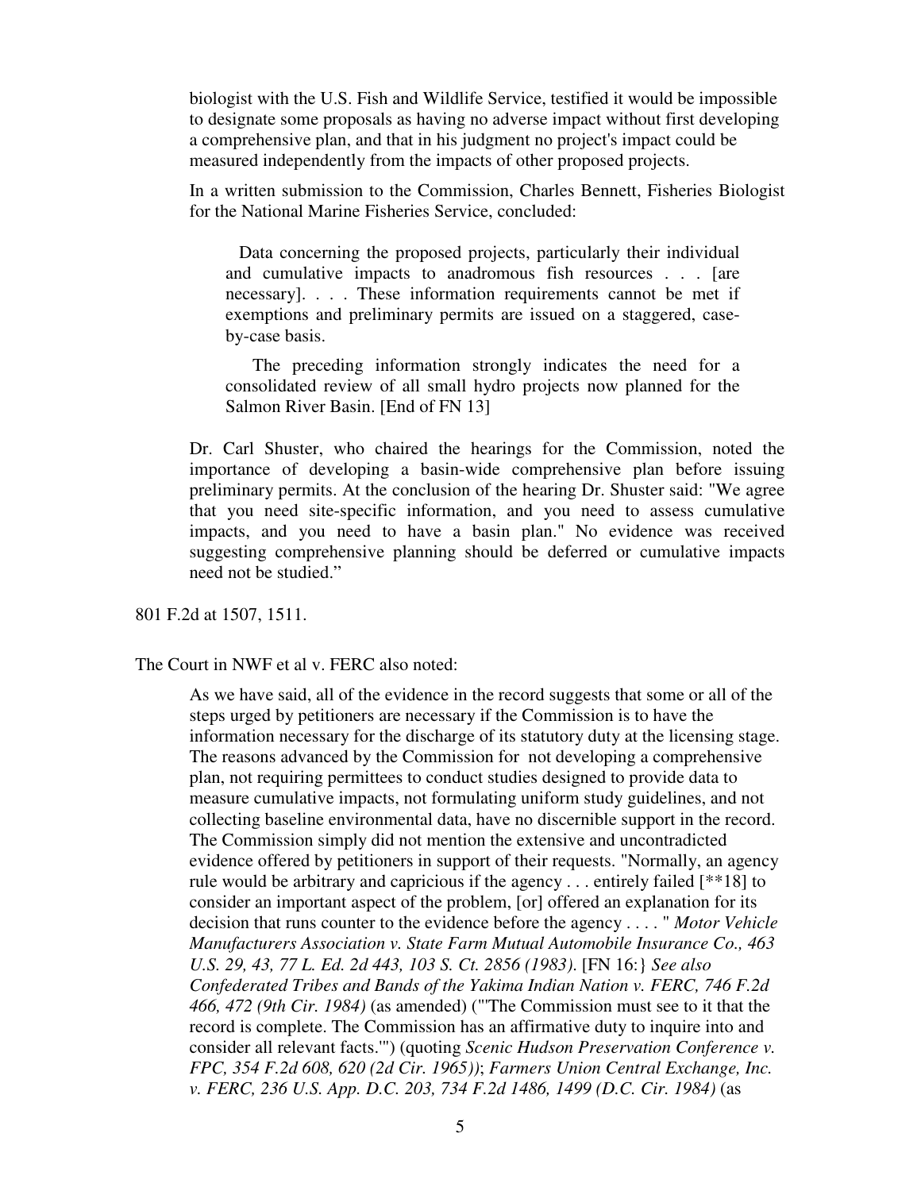> biologist with the U.S. Fish and Wildlife Service, testified it would be impossible to designate some proposals as having no adverse impact without first developing a comprehensive plan, and that in his judgment no project's impact could be measured independently from the impacts of other proposed projects.
>
> In a written submission to the Commission, Charles Bennett, Fisheries Biologist for the National Marine Fisheries Service, concluded:
>
> > Data concerning the proposed projects, particularly their individual and cumulative impacts to anadromous fish resources . . . [are necessary]. . . . These information requirements cannot be met if exemptions and preliminary permits are issued on a staggered, case-by-case basis.
> >
> > The preceding information strongly indicates the need for a consolidated review of all small hydro projects now planned for the Salmon River Basin. [End of FN 13]
>
> Dr. Carl Shuster, who chaired the hearings for the Commission, noted the importance of developing a basin-wide comprehensive plan before issuing preliminary permits. At the conclusion of the hearing Dr. Shuster said: "We agree that you need site-specific information, and you need to assess cumulative impacts, and you need to have a basin plan." No evidence was received suggesting comprehensive planning should be deferred or cumulative impacts need not be studied."

801 F.2d at 1507, 1511.

The Court in NWF et al v. FERC also noted:

> As we have said, all of the evidence in the record suggests that some or all of the steps urged by petitioners are necessary if the Commission is to have the information necessary for the discharge of its statutory duty at the licensing stage. The reasons advanced by the Commission for not developing a comprehensive plan, not requiring permittees to conduct studies designed to provide data to measure cumulative impacts, not formulating uniform study guidelines, and not collecting baseline environmental data, have no discernible support in the record. The Commission simply did not mention the extensive and uncontradicted evidence offered by petitioners in support of their requests. "Normally, an agency rule would be arbitrary and capricious if the agency . . . entirely failed [**18] to consider an important aspect of the problem, [or] offered an explanation for its decision that runs counter to the evidence before the agency . . . . " *Motor Vehicle Manufacturers Association v. State Farm Mutual Automobile Insurance Co., 463 U.S. 29, 43, 77 L. Ed. 2d 443, 103 S. Ct. 2856 (1983).* [FN 16:} *See also Confederated Tribes and Bands of the Yakima Indian Nation v. FERC, 746 F.2d 466, 472 (9th Cir. 1984)* (as amended) ("'The Commission must see to it that the record is complete. The Commission has an affirmative duty to inquire into and consider all relevant facts.'") (quoting *Scenic Hudson Preservation Conference v. FPC, 354 F.2d 608, 620 (2d Cir. 1965))*; *Farmers Union Central Exchange, Inc. v. FERC, 236 U.S. App. D.C. 203, 734 F.2d 1486, 1499 (D.C. Cir. 1984)* (as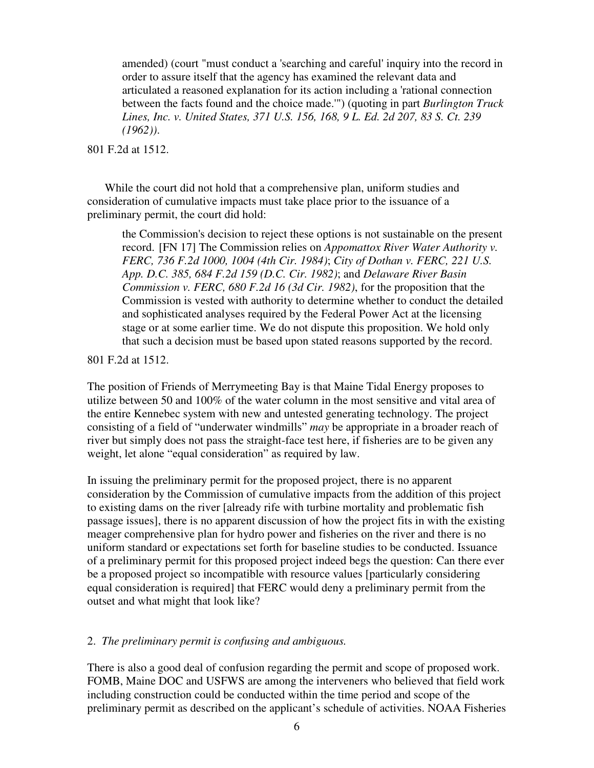> amended) (court "must conduct a 'searching and careful' inquiry into the record in order to assure itself that the agency has examined the relevant data and articulated a reasoned explanation for its action including a 'rational connection between the facts found and the choice made.'") (quoting in part *Burlington Truck Lines, Inc. v. United States, 371 U.S. 156, 168, 9 L. Ed. 2d 207, 83 S. Ct. 239 (1962))*.

801 F.2d at 1512.

While the court did not hold that a comprehensive plan, uniform studies and consideration of cumulative impacts must take place prior to the issuance of a preliminary permit, the court did hold:

> the Commission's decision to reject these options is not sustainable on the present record. [FN 17] The Commission relies on *Appomattox River Water Authority v. FERC, 736 F.2d 1000, 1004 (4th Cir. 1984)*; *City of Dothan v. FERC, 221 U.S. App. D.C. 385, 684 F.2d 159 (D.C. Cir. 1982)*; and *Delaware River Basin Commission v. FERC, 680 F.2d 16 (3d Cir. 1982)*, for the proposition that the Commission is vested with authority to determine whether to conduct the detailed and sophisticated analyses required by the Federal Power Act at the licensing stage or at some earlier time. We do not dispute this proposition. We hold only that such a decision must be based upon stated reasons supported by the record.

801 F.2d at 1512.

The position of Friends of Merrymeeting Bay is that Maine Tidal Energy proposes to utilize between 50 and 100% of the water column in the most sensitive and vital area of the entire Kennebec system with new and untested generating technology. The project consisting of a field of "underwater windmills" *may* be appropriate in a broader reach of river but simply does not pass the straight-face test here, if fisheries are to be given any weight, let alone "equal consideration" as required by law.

In issuing the preliminary permit for the proposed project, there is no apparent consideration by the Commission of cumulative impacts from the addition of this project to existing dams on the river [already rife with turbine mortality and problematic fish passage issues], there is no apparent discussion of how the project fits in with the existing meager comprehensive plan for hydro power and fisheries on the river and there is no uniform standard or expectations set forth for baseline studies to be conducted. Issuance of a preliminary permit for this proposed project indeed begs the question: Can there ever be a proposed project so incompatible with resource values [particularly considering equal consideration is required] that FERC would deny a preliminary permit from the outset and what might that look like?

2. *The preliminary permit is confusing and ambiguous.*

There is also a good deal of confusion regarding the permit and scope of proposed work. FOMB, Maine DOC and USFWS are among the interveners who believed that field work including construction could be conducted within the time period and scope of the preliminary permit as described on the applicant's schedule of activities. NOAA Fisheries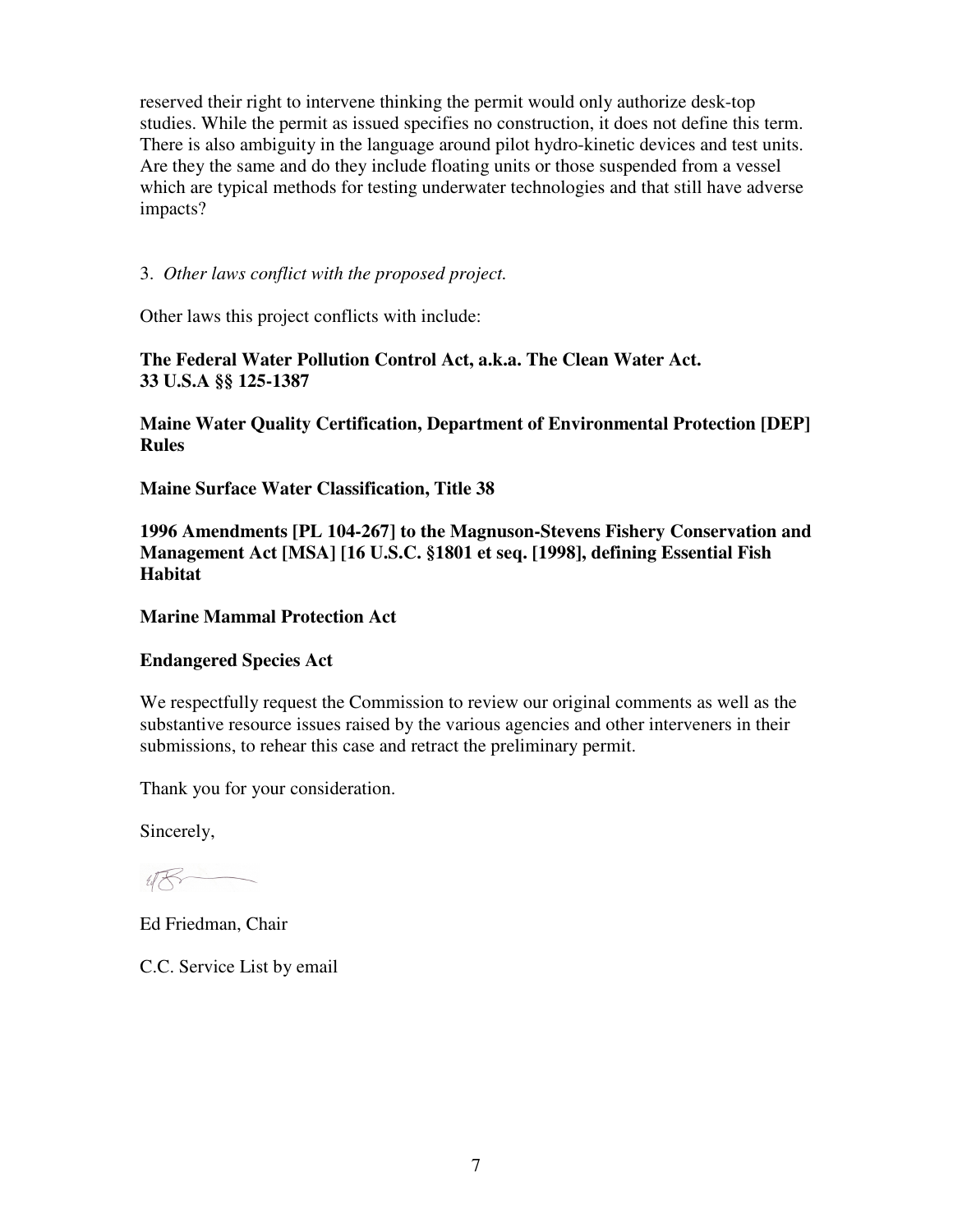reserved their right to intervene thinking the permit would only authorize desk-top studies. While the permit as issued specifies no construction, it does not define this term. There is also ambiguity in the language around pilot hydro-kinetic devices and test units. Are they the same and do they include floating units or those suspended from a vessel which are typical methods for testing underwater technologies and that still have adverse impacts?

3. *Other laws conflict with the proposed project.*

Other laws this project conflicts with include:

**The Federal Water Pollution Control Act, a.k.a. The Clean Water Act.**
**33 U.S.A §§ 125-1387**

**Maine Water Quality Certification, Department of Environmental Protection [DEP] Rules**

**Maine Surface Water Classification, Title 38**

**1996 Amendments [PL 104-267] to the Magnuson-Stevens Fishery Conservation and Management Act [MSA] [16 U.S.C. §1801 et seq. [1998], defining Essential Fish Habitat**

**Marine Mammal Protection Act**

**Endangered Species Act**

We respectfully request the Commission to review our original comments as well as the substantive resource issues raised by the various agencies and other interveners in their submissions, to rehear this case and retract the preliminary permit.

Thank you for your consideration.

Sincerely,

Ed Friedman, Chair

C.C. Service List by email